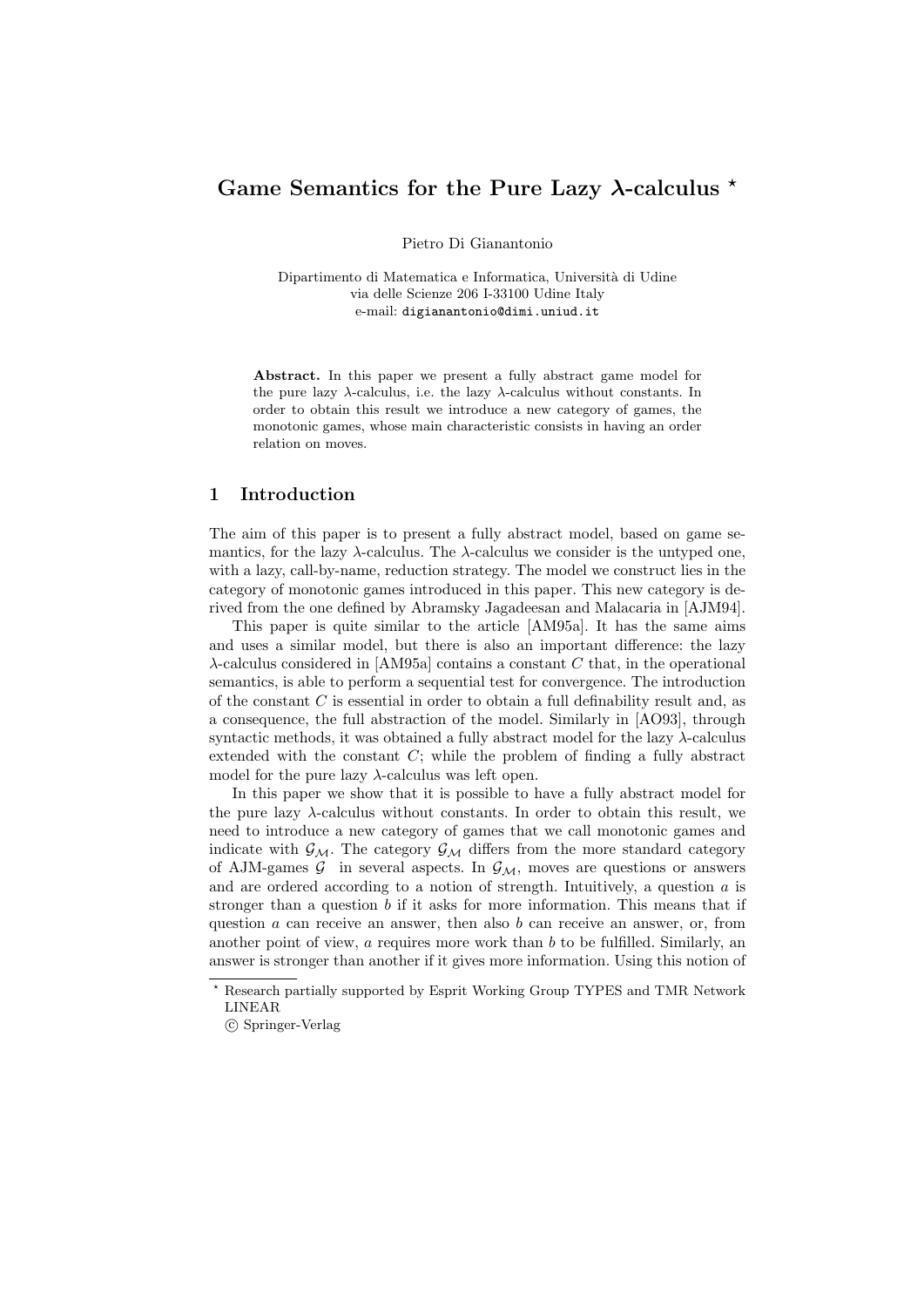# Game Semantics for the Pure Lazy $\lambda$-calculus *

Pietro Di Gianantonio

Dipartimento di Matematica e Informatica, Università di Udine
via delle Scienze 206 I-33100 Udine Italy
e-mail: digianantonio@dimi.uniud.it

**Abstract.** In this paper we present a fully abstract game model for the pure lazy $\lambda$-calculus, i.e. the lazy $\lambda$-calculus without constants. In order to obtain this result we introduce a new category of games, the monotonic games, whose main characteristic consists in having an order relation on moves.

## 1 Introduction

The aim of this paper is to present a fully abstract model, based on game semantics, for the lazy $\lambda$-calculus. The $\lambda$-calculus we consider is the untyped one, with a lazy, call-by-name, reduction strategy. The model we construct lies in the category of monotonic games introduced in this paper. This new category is derived from the one defined by Abramsky Jagadeesan and Malacaria in [AJM94].

This paper is quite similar to the article [AM95a]. It has the same aims and uses a similar model, but there is also an important difference: the lazy $\lambda$-calculus considered in [AM95a] contains a constant $C$ that, in the operational semantics, is able to perform a sequential test for convergence. The introduction of the constant $C$ is essential in order to obtain a full definability result and, as a consequence, the full abstraction of the model. Similarly in [AO93], through syntactic methods, it was obtained a fully abstract model for the lazy $\lambda$-calculus extended with the constant $C$; while the problem of finding a fully abstract model for the pure lazy $\lambda$-calculus was left open.

In this paper we show that it is possible to have a fully abstract model for the pure lazy $\lambda$-calculus without constants. In order to obtain this result, we need to introduce a new category of games that we call monotonic games and indicate with $\mathcal{G}_{\mathcal{M}}$. The category $\mathcal{G}_{\mathcal{M}}$ differs from the more standard category of AJM-games $\mathcal{G}$ in several aspects. In $\mathcal{G}_{\mathcal{M}}$, moves are questions or answers and are ordered according to a notion of strength. Intuitively, a question $a$ is stronger than a question $b$ if it asks for more information. This means that if question $a$ can receive an answer, then also $b$ can receive an answer, or, from another point of view, $a$ requires more work than $b$ to be fulfilled. Similarly, an answer is stronger than another if it gives more information. Using this notion of

* Research partially supported by Esprit Working Group TYPES and TMR Network LINEAR

© Springer-Verlag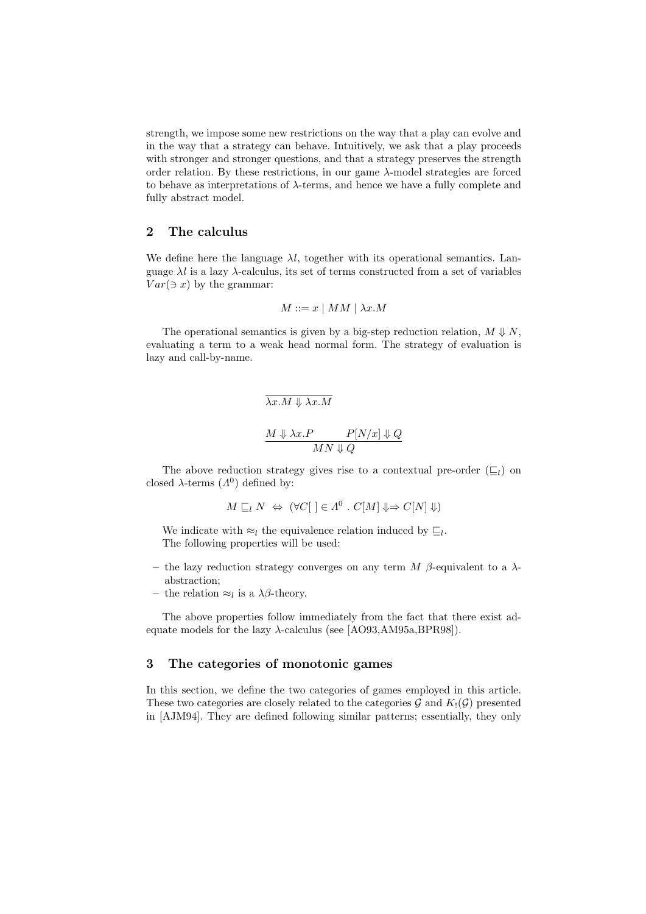strength, we impose some new restrictions on the way that a play can evolve and in the way that a strategy can behave. Intuitively, we ask that a play proceeds with stronger and stronger questions, and that a strategy preserves the strength order relation. By these restrictions, in our game $\lambda$-model strategies are forced to behave as interpretations of $\lambda$-terms, and hence we have a fully complete and fully abstract model.

## 2 The calculus

We define here the language $\lambda l$, together with its operational semantics. Language $\lambda l$ is a lazy $\lambda$-calculus, its set of terms constructed from a set of variables $Var(\ni x)$ by the grammar:

$$M ::= x \mid MM \mid \lambda x.M$$

The operational semantics is given by a big-step reduction relation, $M \Downarrow N$, evaluating a term to a weak head normal form. The strategy of evaluation is lazy and call-by-name.

$$\overline{\lambda x.M \Downarrow \lambda x.M}$$

$$\frac{M \Downarrow \lambda x.P \qquad P[N/x] \Downarrow Q}{MN \Downarrow Q}$$

The above reduction strategy gives rise to a contextual pre-order ($\sqsubseteq_l$) on closed $\lambda$-terms ($\Lambda^0$) defined by:

$$M \sqsubseteq_l N \;\Leftrightarrow\; (\forall C[\;] \in \Lambda^0 \;.\; C[M] \Downarrow \Rightarrow C[N] \Downarrow)$$

We indicate with $\approx_l$ the equivalence relation induced by $\sqsubseteq_l$.
The following properties will be used:

- the lazy reduction strategy converges on any term $M$ $\beta$-equivalent to a $\lambda$-abstraction;
- the relation $\approx_l$ is a $\lambda\beta$-theory.

The above properties follow immediately from the fact that there exist adequate models for the lazy $\lambda$-calculus (see [AO93,AM95a,BPR98]).

## 3 The categories of monotonic games

In this section, we define the two categories of games employed in this article. These two categories are closely related to the categories $\mathcal{G}$ and $K_!(\mathcal{G})$ presented in [AJM94]. They are defined following similar patterns; essentially, they only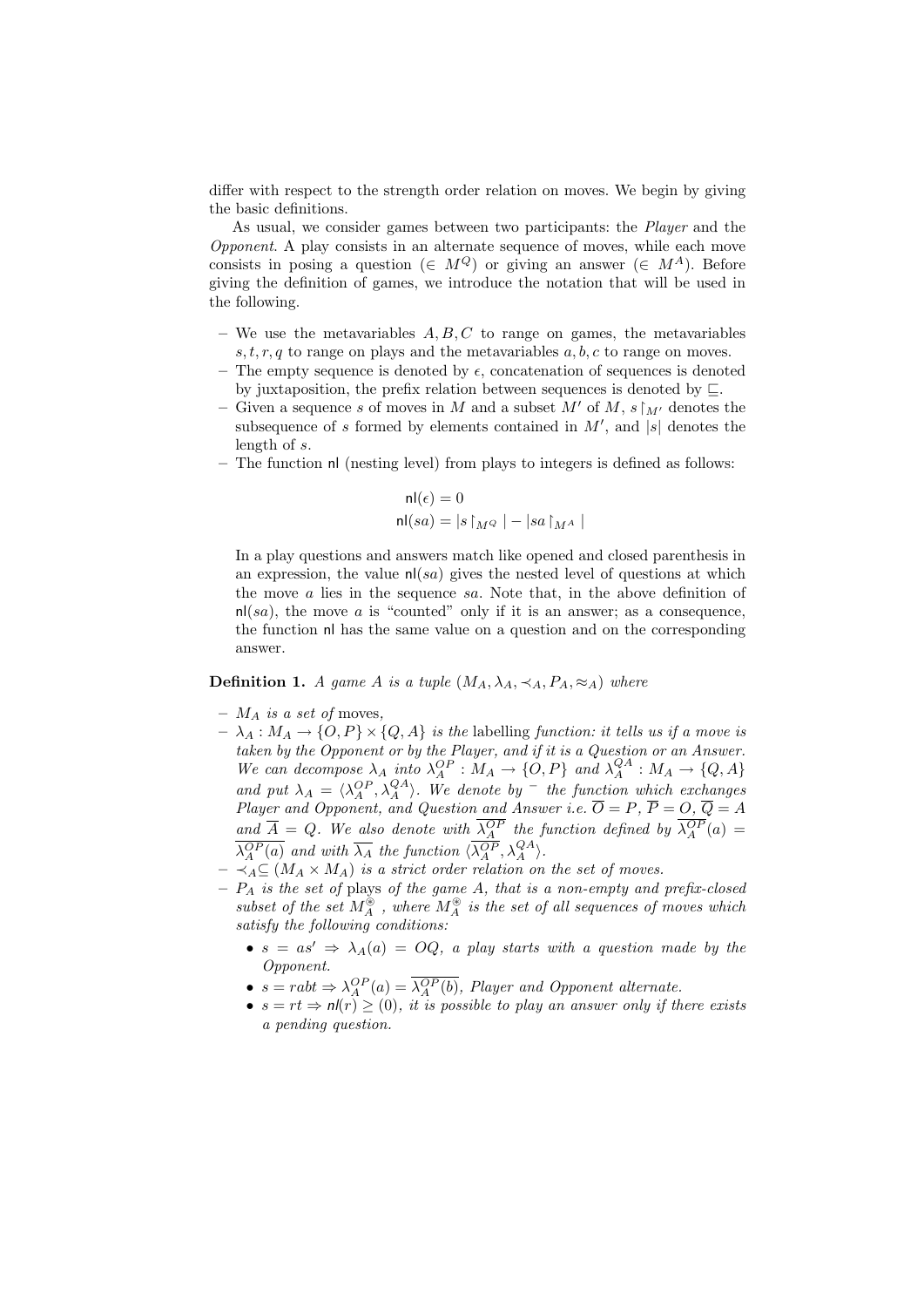differ with respect to the strength order relation on moves. We begin by giving the basic definitions.

As usual, we consider games between two participants: the *Player* and the *Opponent*. A play consists in an alternate sequence of moves, while each move consists in posing a question ($\in M^Q$) or giving an answer ($\in M^A$). Before giving the definition of games, we introduce the notation that will be used in the following.

- We use the metavariables $A, B, C$ to range on games, the metavariables $s, t, r, q$ to range on plays and the metavariables $a, b, c$ to range on moves.
- The empty sequence is denoted by $\epsilon$, concatenation of sequences is denoted by juxtaposition, the prefix relation between sequences is denoted by $\sqsubseteq$.
- Given a sequence $s$ of moves in $M$ and a subset $M'$ of $M$, $s\upharpoonright_{M'}$ denotes the subsequence of $s$ formed by elements contained in $M'$, and $|s|$ denotes the length of $s$.
- The function $\mathsf{nl}$ (nesting level) from plays to integers is defined as follows:

$$\mathsf{nl}(\epsilon) = 0$$
$$\mathsf{nl}(sa) = |s\upharpoonright_{M^Q}| - |sa\upharpoonright_{M^A}|$$

  In a play questions and answers match like opened and closed parenthesis in an expression, the value $\mathsf{nl}(sa)$ gives the nested level of questions at which the move $a$ lies in the sequence $sa$. Note that, in the above definition of $\mathsf{nl}(sa)$, the move $a$ is "counted" only if it is an answer; as a consequence, the function $\mathsf{nl}$ has the same value on a question and on the corresponding answer.

**Definition 1.** *A game $A$ is a tuple $(M_A, \lambda_A, \prec_A, P_A, \approx_A)$ where*

- *$M_A$ is a set of* moves*,*
- *$\lambda_A : M_A \to \{O, P\} \times \{Q, A\}$ is the* labelling *function: it tells us if a move is taken by the Opponent or by the Player, and if it is a Question or an Answer. We can decompose $\lambda_A$ into $\lambda_A^{OP} : M_A \to \{O, P\}$ and $\lambda_A^{QA} : M_A \to \{Q, A\}$ and put $\lambda_A = \langle \lambda_A^{OP}, \lambda_A^{QA} \rangle$. We denote by $^-$ the function which exchanges Player and Opponent, and Question and Answer i.e. $\overline{O} = P$, $\overline{P} = O$, $\overline{Q} = A$ and $\overline{A} = Q$. We also denote with $\overline{\lambda_A^{OP}}$ the function defined by $\overline{\lambda_A^{OP}}(a) = \overline{\lambda_A^{OP}(a)}$ and with $\overline{\lambda_A}$ the function $\langle \overline{\lambda_A^{OP}}, \lambda_A^{QA} \rangle$.*
- *$\prec_A \subseteq (M_A \times M_A)$ is a strict order relation on the set of moves.*
- *$P_A$ is the set of* plays *of the game $A$, that is a non-empty and prefix-closed subset of the set $M_A^{\circledast}$, where $M_A^{\circledast}$ is the set of all sequences of moves which satisfy the following conditions:*
  - *$s = as' \Rightarrow \lambda_A(a) = OQ$, a play starts with a question made by the Opponent.*
  - *$s = rabt \Rightarrow \lambda_A^{OP}(a) = \overline{\lambda_A^{OP}(b)}$, Player and Opponent alternate.*
  - *$s = rt \Rightarrow \mathsf{nl}(r) \geq (0)$, it is possible to play an answer only if there exists a pending question.*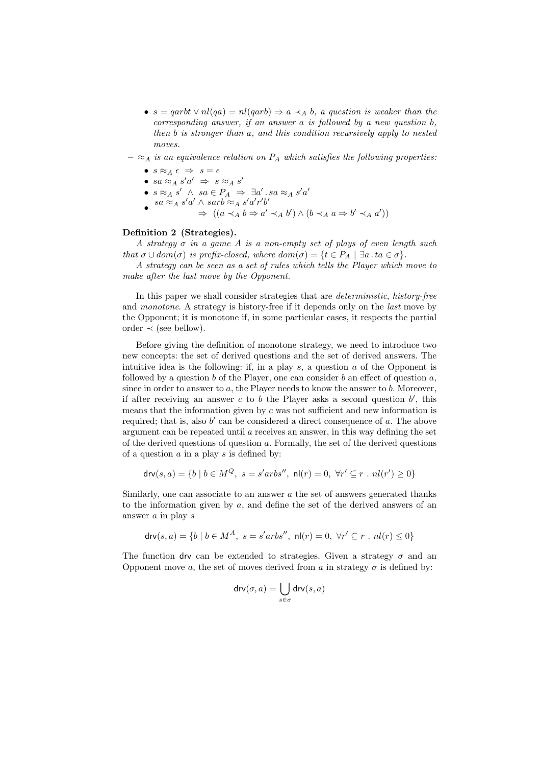- $s = qarbt \vee nl(qa) = nl(qarb) \Rightarrow a \prec_A b$, *a question is weaker than the corresponding answer, if an answer a is followed by a new question b, then b is stronger than a, and this condition recursively apply to nested moves.*

- $\approx_A$ *is an equivalence relation on* $P_A$ *which satisfies the following properties:*
  - $s \approx_A \epsilon \;\Rightarrow\; s = \epsilon$
  - $sa \approx_A s'a' \;\Rightarrow\; s \approx_A s'$
  - $s \approx_A s' \;\wedge\; sa \in P_A \;\Rightarrow\; \exists a' \,.\, sa \approx_A s'a'$
  - $sa \approx_A s'a' \wedge sarb \approx_A s'a'r'b'$
    $\Rightarrow\; ((a \prec_A b \Rightarrow a' \prec_A b') \wedge (b \prec_A a \Rightarrow b' \prec_A a'))$

**Definition 2 (Strategies).**

*A strategy* $\sigma$ *in a game* $A$ *is a non-empty set of plays of even length such that* $\sigma \cup dom(\sigma)$ *is prefix-closed, where* $dom(\sigma) = \{t \in P_A \mid \exists a \,.\, ta \in \sigma\}$.

*A strategy can be seen as a set of rules which tells the Player which move to make after the last move by the Opponent.*

In this paper we shall consider strategies that are *deterministic*, *history-free* and *monotone*. A strategy is history-free if it depends only on the *last* move by the Opponent; it is monotone if, in some particular cases, it respects the partial order $\prec$ (see bellow).

Before giving the definition of monotone strategy, we need to introduce two new concepts: the set of derived questions and the set of derived answers. The intuitive idea is the following: if, in a play $s$, a question $a$ of the Opponent is followed by a question $b$ of the Player, one can consider $b$ an effect of question $a$, since in order to answer to $a$, the Player needs to know the answer to $b$. Moreover, if after receiving an answer $c$ to $b$ the Player asks a second question $b'$, this means that the information given by $c$ was not sufficient and new information is required; that is, also $b'$ can be considered a direct consequence of $a$. The above argument can be repeated until $a$ receives an answer, in this way defining the set of the derived questions of question $a$. Formally, the set of the derived questions of a question $a$ in a play $s$ is defined by:

$$\mathsf{drv}(s, a) = \{b \mid b \in M^Q,\ s = s'arbs'',\ \mathsf{nl}(r) = 0,\ \forall r' \subseteq r \,.\, nl(r') \geq 0\}$$

Similarly, one can associate to an answer $a$ the set of answers generated thanks to the information given by $a$, and define the set of the derived answers of an answer $a$ in play $s$

$$\mathsf{drv}(s, a) = \{b \mid b \in M^A,\ s = s'arbs'',\ \mathsf{nl}(r) = 0,\ \forall r' \subseteq r \,.\, nl(r) \leq 0\}$$

The function $\mathsf{drv}$ can be extended to strategies. Given a strategy $\sigma$ and an Opponent move $a$, the set of moves derived from $a$ in strategy $\sigma$ is defined by:

$$\mathsf{drv}(\sigma, a) = \bigcup_{s \in \sigma} \mathsf{drv}(s, a)$$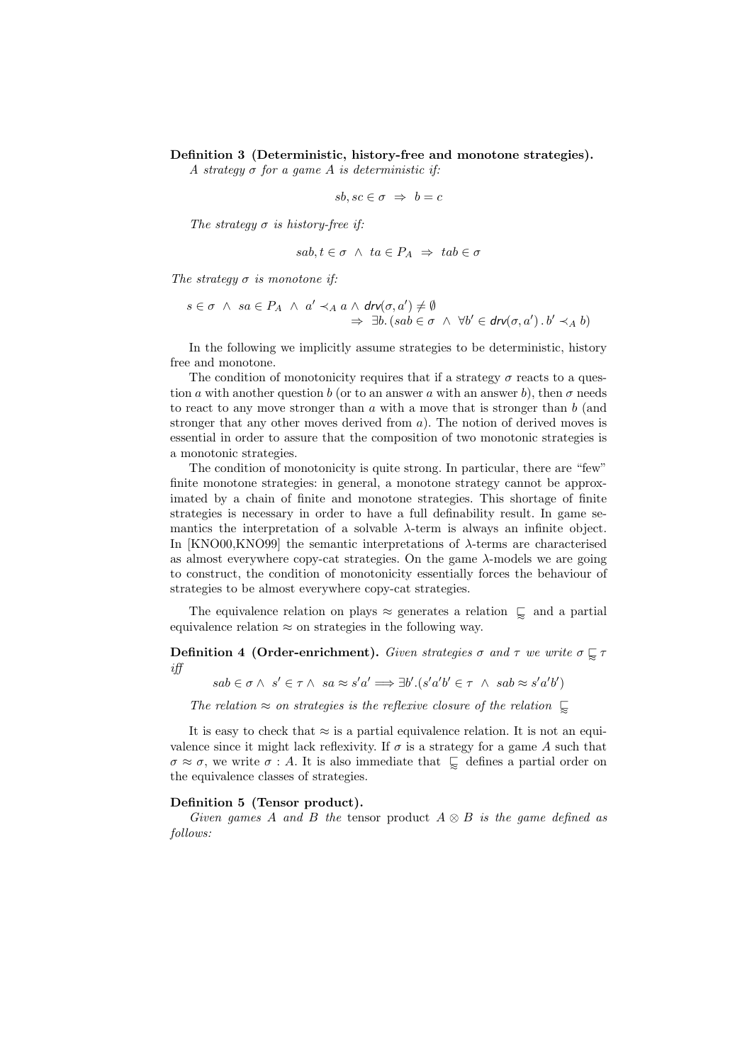**Definition 3 (Deterministic, history-free and monotone strategies).** *A strategy $\sigma$ for a game $A$ is deterministic if:*

$$sb, sc \in \sigma \;\Rightarrow\; b = c$$

*The strategy $\sigma$ is history-free if:*

$$sab, t \in \sigma \;\wedge\; ta \in P_A \;\Rightarrow\; tab \in \sigma$$

*The strategy $\sigma$ is monotone if:*

$$s \in \sigma \;\wedge\; sa \in P_A \;\wedge\; a' \prec_A a \wedge \mathit{drv}(\sigma, a') \neq \emptyset \\ \Rightarrow\; \exists b. \, (sab \in \sigma \;\wedge\; \forall b' \in \mathit{drv}(\sigma, a') \, . \, b' \prec_A b)$$

In the following we implicitly assume strategies to be deterministic, history free and monotone.

The condition of monotonicity requires that if a strategy $\sigma$ reacts to a question $a$ with another question $b$ (or to an answer $a$ with an answer $b$), then $\sigma$ needs to react to any move stronger than $a$ with a move that is stronger than $b$ (and stronger that any other moves derived from $a$). The notion of derived moves is essential in order to assure that the composition of two monotonic strategies is a monotonic strategies.

The condition of monotonicity is quite strong. In particular, there are "few" finite monotone strategies: in general, a monotone strategy cannot be approximated by a chain of finite and monotone strategies. This shortage of finite strategies is necessary in order to have a full definability result. In game semantics the interpretation of a solvable $\lambda$-term is always an infinite object. In [KNO00,KNO99] the semantic interpretations of $\lambda$-terms are characterised as almost everywhere copy-cat strategies. On the game $\lambda$-models we are going to construct, the condition of monotonicity essentially forces the behaviour of strategies to be almost everywhere copy-cat strategies.

The equivalence relation on plays $\approx$ generates a relation $\lessapprox$ and a partial equivalence relation $\approx$ on strategies in the following way.

**Definition 4 (Order-enrichment).** *Given strategies $\sigma$ and $\tau$ we write $\sigma \lessapprox \tau$ iff*

$$sab \in \sigma \wedge \; s' \in \tau \wedge \; sa \approx s'a' \Longrightarrow \exists b'.(s'a'b' \in \tau \;\wedge\; sab \approx s'a'b')$$

*The relation $\approx$ on strategies is the reflexive closure of the relation $\lessapprox$*

It is easy to check that $\approx$ is a partial equivalence relation. It is not an equivalence since it might lack reflexivity. If $\sigma$ is a strategy for a game $A$ such that $\sigma \approx \sigma$, we write $\sigma : A$. It is also immediate that $\lessapprox$ defines a partial order on the equivalence classes of strategies.

**Definition 5 (Tensor product).** *Given games $A$ and $B$ the* tensor product *$A \otimes B$ is the game defined as follows:*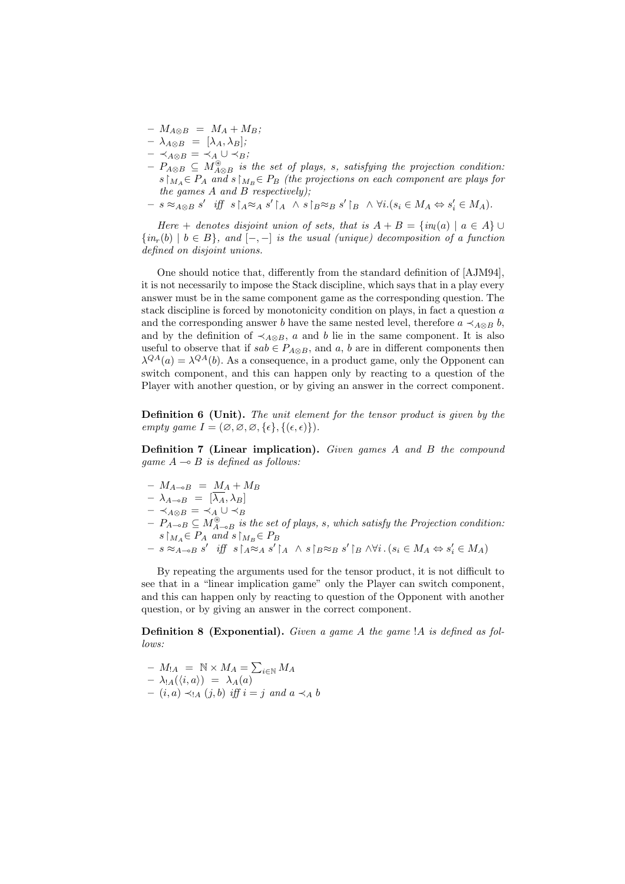- $M_{A\otimes B} \;=\; M_A + M_B$;
- $\lambda_{A\otimes B} \;=\; [\lambda_A, \lambda_B]$;
- $\prec_{A\otimes B} = \prec_A \cup \prec_B$;
- $P_{A\otimes B} \subseteq M^{\circledast}_{A\otimes B}$ *is the set of plays, $s$, satisfying the projection condition: $s\restriction_{M_A} \in P_A$ and $s\restriction_{M_B} \in P_B$ (the projections on each component are plays for the games $A$ and $B$ respectively);*
- $s \approx_{A\otimes B} s'$ *iff* $s\restriction_A \approx_A s'\restriction_A \;\wedge\; s\restriction_B \approx_B s'\restriction_B \;\wedge\; \forall i.(s_i \in M_A \Leftrightarrow s'_i \in M_A)$.

*Here $+$ denotes disjoint union of sets, that is $A + B = \{in_l(a) \mid a \in A\} \cup \{in_r(b) \mid b \in B\}$, and $[-,-]$ is the usual (unique) decomposition of a function defined on disjoint unions.*

One should notice that, differently from the standard definition of [AJM94], it is not necessarily to impose the Stack discipline, which says that in a play every answer must be in the same component game as the corresponding question. The stack discipline is forced by monotonicity condition on plays, in fact a question $a$ and the corresponding answer $b$ have the same nested level, therefore $a \prec_{A\otimes B} b$, and by the definition of $\prec_{A\otimes B}$, $a$ and $b$ lie in the same component. It is also useful to observe that if $sab \in P_{A\otimes B}$, and $a$, $b$ are in different components then $\lambda^{QA}(a) = \lambda^{QA}(b)$. As a consequence, in a product game, only the Opponent can switch component, and this can happen only by reacting to a question of the Player with another question, or by giving an answer in the correct component.

**Definition 6 (Unit).** *The unit element for the tensor product is given by the empty game $I = (\varnothing, \varnothing, \varnothing, \{\epsilon\}, \{(\epsilon, \epsilon)\})$.*

**Definition 7 (Linear implication).** *Given games $A$ and $B$ the compound game $A \multimap B$ is defined as follows:*

- $M_{A\multimap B} \;=\; M_A + M_B$
- $\lambda_{A\multimap B} \;=\; [\overline{\lambda_A}, \lambda_B]$
- $\prec_{A\otimes B} = \prec_A \cup \prec_B$
- $P_{A\multimap B} \subseteq M^{\circledast}_{A\multimap B}$ *is the set of plays, $s$, which satisfy the Projection condition: $s\restriction_{M_A} \in P_A$ and $s\restriction_{M_B} \in P_B$*
- $s \approx_{A\multimap B} s'$ *iff* $s\restriction_A \approx_A s'\restriction_A \;\wedge\; s\restriction_B \approx_B s'\restriction_B \;\wedge \forall i\,.(s_i \in M_A \Leftrightarrow s'_i \in M_A)$

By repeating the arguments used for the tensor product, it is not difficult to see that in a "linear implication game" only the Player can switch component, and this can happen only by reacting to question of the Opponent with another question, or by giving an answer in the correct component.

**Definition 8 (Exponential).** *Given a game $A$ the game $!A$ is defined as follows:*

- $M_{!A} \;=\; \mathbb{N} \times M_A = \sum_{i\in\mathbb{N}} M_A$
- $\lambda_{!A}(\langle i, a\rangle) \;=\; \lambda_A(a)$
- $(i, a) \prec_{!A} (j, b)$ *iff* $i = j$ *and* $a \prec_A b$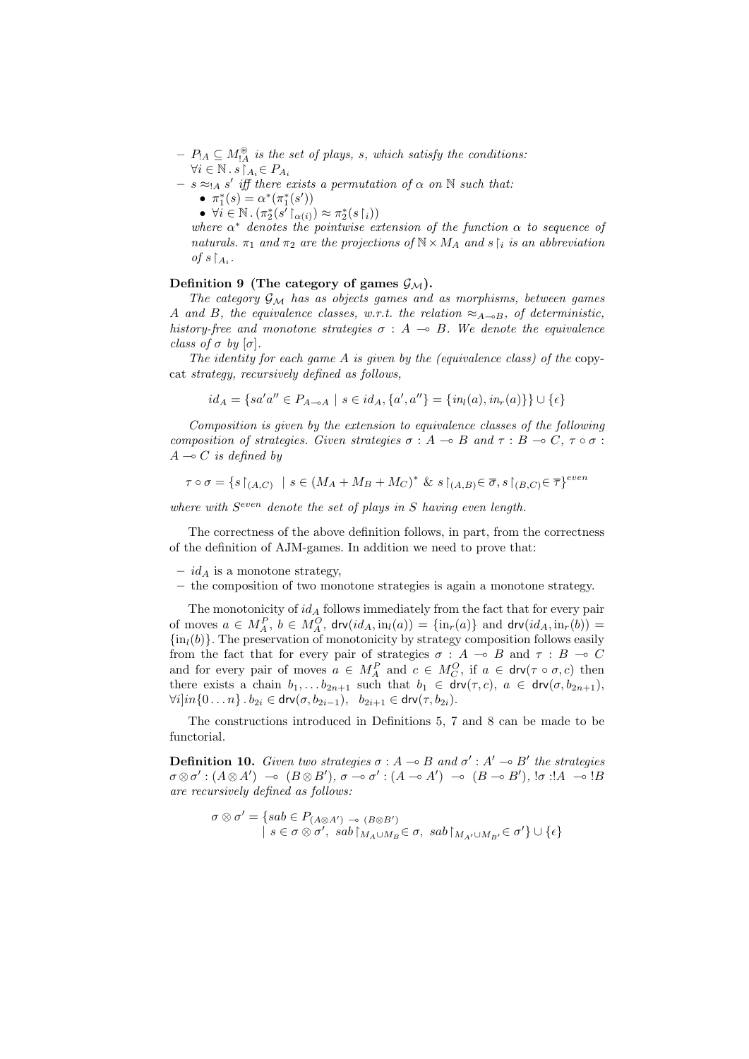– $P_{!A} \subseteq M_{!A}^{\circledast}$ *is the set of plays, s, which satisfy the conditions:* $\forall i \in \mathbb{N} \,.\, s\restriction_{A_i} \in P_{A_i}$

– $s \approx_{!A} s'$ *iff there exists a permutation of $\alpha$ on $\mathbb{N}$ such that:*
  - $\pi_1^*(s) = \alpha^*(\pi_1^*(s'))$
  - $\forall i \in \mathbb{N} \,.\, (\pi_2^*(s'\restriction_{\alpha(i)}) \approx \pi_2^*(s\restriction_i))$

  *where $\alpha^*$ denotes the pointwise extension of the function $\alpha$ to sequence of naturals. $\pi_1$ and $\pi_2$ are the projections of $\mathbb{N} \times M_A$ and $s\restriction_i$ is an abbreviation of $s\restriction_{A_i}$.*

**Definition 9 (The category of games $\mathcal{G}_{\mathcal{M}}$).**

*The category $\mathcal{G}_{\mathcal{M}}$ has as objects games and as morphisms, between games A and B, the equivalence classes, w.r.t. the relation $\approx_{A \multimap B}$, of deterministic, history-free and monotone strategies $\sigma : A \multimap B$. We denote the equivalence class of $\sigma$ by $[\sigma]$.*

*The identity for each game A is given by the (equivalence class) of the* copy-cat *strategy, recursively defined as follows,*

$$id_A = \{sa'a'' \in P_{A \multimap A} \mid s \in id_A, \{a', a''\} = \{in_l(a), in_r(a)\}\} \cup \{\epsilon\}$$

*Composition is given by the extension to equivalence classes of the following composition of strategies. Given strategies $\sigma : A \multimap B$ and $\tau : B \multimap C$, $\tau \circ \sigma : A \multimap C$ is defined by*

$$\tau \circ \sigma = \{s\restriction_{(A,C)} \mid s \in (M_A + M_B + M_C)^* \;\&\; s\restriction_{(A,B)} \in \overline{\sigma}, s\restriction_{(B,C)} \in \overline{\tau}\}^{even}$$

*where with $S^{even}$ denote the set of plays in S having even length.*

The correctness of the above definition follows, in part, from the correctness of the definition of AJM-games. In addition we need to prove that:

– $id_A$ is a monotone strategy,
– the composition of two monotone strategies is again a monotone strategy.

The monotonicity of $id_A$ follows immediately from the fact that for every pair of moves $a \in M_A^P$, $b \in M_A^O$, $\mathsf{drv}(id_A, \mathrm{in}_l(a)) = \{\mathrm{in}_r(a)\}$ and $\mathsf{drv}(id_A, \mathrm{in}_r(b)) = \{\mathrm{in}_l(b)\}$. The preservation of monotonicity by strategy composition follows easily from the fact that for every pair of strategies $\sigma : A \multimap B$ and $\tau : B \multimap C$ and for every pair of moves $a \in M_A^P$ and $c \in M_C^O$, if $a \in \mathsf{drv}(\tau \circ \sigma, c)$ then there exists a chain $b_1, \ldots b_{2n+1}$ such that $b_1 \in \mathsf{drv}(\tau, c)$, $a \in \mathsf{drv}(\sigma, b_{2n+1})$, $\forall i]in\{0 \ldots n\} \,.\, b_{2i} \in \mathsf{drv}(\sigma, b_{2i-1})$, $\;b_{2i+1} \in \mathsf{drv}(\tau, b_{2i})$.

The constructions introduced in Definitions 5, 7 and 8 can be made to be functorial.

**Definition 10.** *Given two strategies $\sigma : A \multimap B$ and $\sigma' : A' \multimap B'$ the strategies $\sigma \otimes \sigma' : (A \otimes A') \multimap (B \otimes B')$, $\sigma \multimap \sigma' : (A \multimap A') \multimap (B \multimap B')$, $!\sigma :!A \multimap !B$ are recursively defined as follows:*

$$\sigma \otimes \sigma' = \{sab \in P_{(A \otimes A') \multimap (B \otimes B')} \mid s \in \sigma \otimes \sigma',\; sab\restriction_{M_A \cup M_B} \in \sigma,\; sab\restriction_{M_{A'} \cup M_{B'}} \in \sigma'\} \cup \{\epsilon\}$$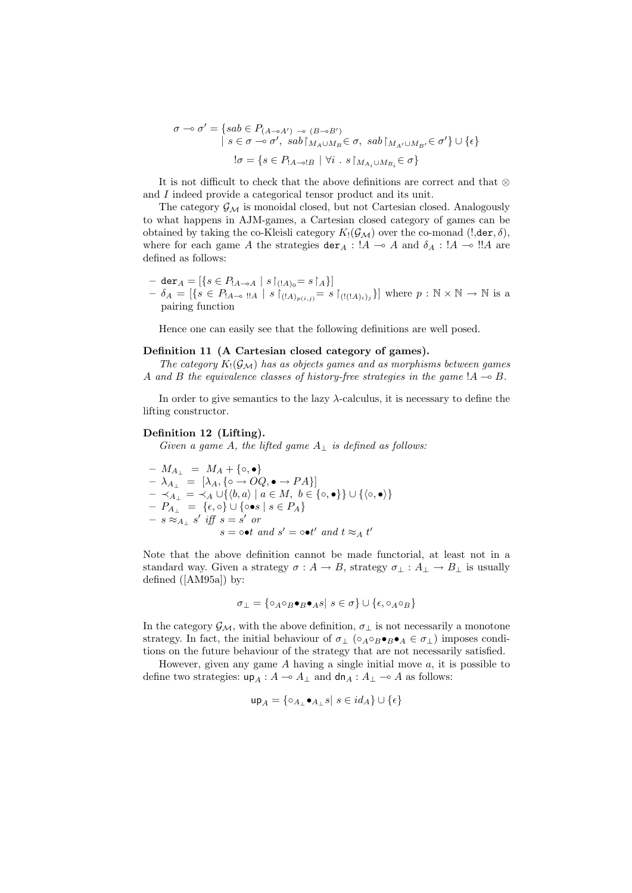$$\sigma \multimap \sigma' = \{sab \in P_{(A \multimap A') \multimap (B \multimap B')} \mid s \in \sigma \multimap \sigma',\ sab\restriction_{M_A \cup M_B} \in \sigma,\ sab\restriction_{M_{A'} \cup M_{B'}} \in \sigma'\} \cup \{\epsilon\}$$

$$!\sigma = \{s \in P_{!A \multimap !B} \mid \forall i \ .\ s\restriction_{M_{A_i} \cup M_{B_i}} \in \sigma\}$$

It is not difficult to check that the above definitions are correct and that $\otimes$ and $I$ indeed provide a categorical tensor product and its unit.

The category $\mathcal{G}_\mathcal{M}$ is monoidal closed, but not Cartesian closed. Analogously to what happens in AJM-games, a Cartesian closed category of games can be obtained by taking the co-Kleisli category $K_!(\mathcal{G}_\mathcal{M})$ over the co-monad $(!, \mathtt{der}, \delta)$, where for each game $A$ the strategies $\mathtt{der}_A : !A \multimap A$ and $\delta_A : !A \multimap !!A$ are defined as follows:

- $\mathtt{der}_A = [\{s \in P_{!A \multimap A} \mid s\restriction_{(!A)_0} = s\restriction_A\}]$
- $\delta_A = [\{s \in P_{!A \multimap\ !!A} \mid s\restriction_{(!A)_{p(i,j)}} = s\restriction_{(!(!A)_i)_j}\}]$ where $p : \mathbb{N} \times \mathbb{N} \to \mathbb{N}$ is a pairing function

Hence one can easily see that the following definitions are well posed.

**Definition 11 (A Cartesian closed category of games).**
*The category $K_!(\mathcal{G}_\mathcal{M})$ has as objects games and as morphisms between games $A$ and $B$ the equivalence classes of history-free strategies in the game $!A \multimap B$.*

In order to give semantics to the lazy $\lambda$-calculus, it is necessary to define the lifting constructor.

**Definition 12 (Lifting).**
*Given a game $A$, the lifted game $A_\perp$ is defined as follows:*

- $M_{A_\perp} = M_A + \{\circ, \bullet\}$
- $\lambda_{A_\perp} = [\lambda_A, \{\circ \to OQ, \bullet \to PA\}]$
- $\prec_{A_\perp} = \prec_A \cup \{\langle b, a\rangle \mid a \in M,\ b \in \{\circ, \bullet\}\} \cup \{\langle \circ, \bullet \rangle\}$
- $P_{A_\perp} = \{\epsilon, \circ\} \cup \{\circ\bullet s \mid s \in P_A\}$
- $s \approx_{A_\perp} s'$ *iff* $s = s'$ *or*
  $s = \circ\bullet t$ *and* $s' = \circ\bullet t'$ *and* $t \approx_A t'$

Note that the above definition cannot be made functorial, at least not in a standard way. Given a strategy $\sigma : A \to B$, strategy $\sigma_\perp : A_\perp \to B_\perp$ is usually defined ([AM95a]) by:

$$\sigma_\perp = \{\circ_A \circ_B \bullet_B \bullet_A s \mid s \in \sigma\} \cup \{\epsilon, \circ_A \circ_B\}$$

In the category $\mathcal{G}_\mathcal{M}$, with the above definition, $\sigma_\perp$ is not necessarily a monotone strategy. In fact, the initial behaviour of $\sigma_\perp$ ($\circ_A \circ_B \bullet_B \bullet_A \in \sigma_\perp$) imposes conditions on the future behaviour of the strategy that are not necessarily satisfied.

However, given any game $A$ having a single initial move $a$, it is possible to define two strategies: $\mathsf{up}_A : A \multimap A_\perp$ and $\mathsf{dn}_A : A_\perp \multimap A$ as follows:

$$\mathsf{up}_A = \{\circ_{A_\perp} \bullet_{A_\perp} s \mid s \in id_A\} \cup \{\epsilon\}$$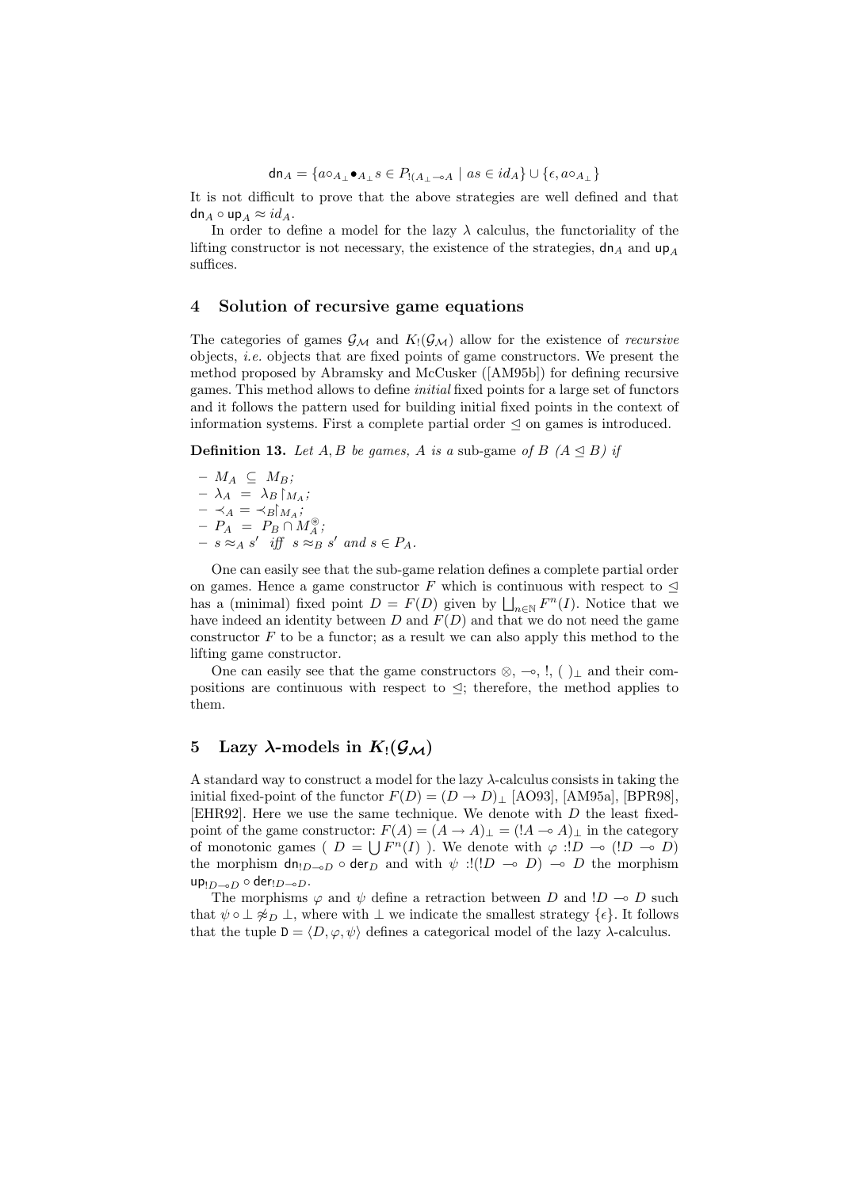$$\mathsf{dn}_A = \{a\circ_{A_\perp}\bullet_{A_\perp} s \in P_{!(A_\perp \multimap A} \mid as \in id_A\} \cup \{\epsilon, a\circ_{A_\perp}\}$$

It is not difficult to prove that the above strategies are well defined and that $\mathsf{dn}_A \circ \mathsf{up}_A \approx id_A$.

In order to define a model for the lazy $\lambda$ calculus, the functoriality of the lifting constructor is not necessary, the existence of the strategies, $\mathsf{dn}_A$ and $\mathsf{up}_A$ suffices.

## 4 Solution of recursive game equations

The categories of games $\mathcal{G}_\mathcal{M}$ and $K_!(\mathcal{G}_\mathcal{M})$ allow for the existence of *recursive* objects, *i.e.* objects that are fixed points of game constructors. We present the method proposed by Abramsky and McCusker ([AM95b]) for defining recursive games. This method allows to define *initial* fixed points for a large set of functors and it follows the pattern used for building initial fixed points in the context of information systems. First a complete partial order $\trianglelefteq$ on games is introduced.

**Definition 13.** *Let $A, B$ be games, $A$ is a* sub-game *of $B$ ($A \trianglelefteq B$) if*

- $M_A \subseteq M_B$;
- $\lambda_A = \lambda_B \lceil_{M_A}$;
- $\prec_A = \prec_B \lceil_{M_A}$;
- $P_A = P_B \cap M_A^{\circledast}$;
- $s \approx_A s'$ *iff* $s \approx_B s'$ *and* $s \in P_A$.

One can easily see that the sub-game relation defines a complete partial order on games. Hence a game constructor $F$ which is continuous with respect to $\trianglelefteq$ has a (minimal) fixed point $D = F(D)$ given by $\bigsqcup_{n\in\mathbb{N}} F^n(I)$. Notice that we have indeed an identity between $D$ and $F(D)$ and that we do not need the game constructor $F$ to be a functor; as a result we can also apply this method to the lifting game constructor.

One can easily see that the game constructors $\otimes$, $\multimap$, $!$, $(\ )_\perp$ and their compositions are continuous with respect to $\trianglelefteq$; therefore, the method applies to them.

## 5 Lazy $\lambda$-models in $K_!(\mathcal{G}_\mathcal{M})$

A standard way to construct a model for the lazy $\lambda$-calculus consists in taking the initial fixed-point of the functor $F(D) = (D \to D)_\perp$ [AO93], [AM95a], [BPR98], [EHR92]. Here we use the same technique. We denote with $D$ the least fixed-point of the game constructor: $F(A) = (A \to A)_\perp = (!A \multimap A)_\perp$ in the category of monotonic games ( $D = \bigcup F^n(I)$ ). We denote with $\varphi :!D \multimap (!D \multimap D)$ the morphism $\mathsf{dn}_{!D\multimap D} \circ \mathsf{der}_D$ and with $\psi :!(!D \multimap D) \multimap D$ the morphism $\mathsf{up}_{!D\multimap D} \circ \mathsf{der}_{!D\multimap D}$.

The morphisms $\varphi$ and $\psi$ define a retraction between $D$ and $!D \multimap D$ such that $\psi \circ \perp \not\approx_D \perp$, where with $\perp$ we indicate the smallest strategy $\{\epsilon\}$. It follows that the tuple $\mathtt{D} = \langle D, \varphi, \psi\rangle$ defines a categorical model of the lazy $\lambda$-calculus.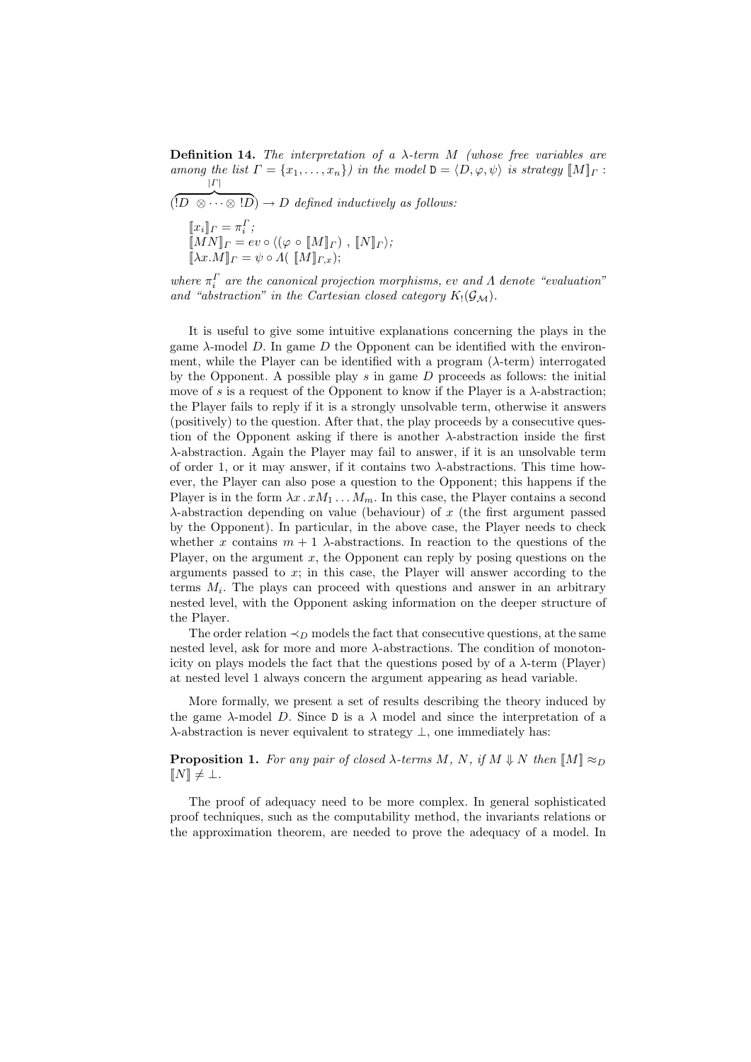**Definition 14.** *The interpretation of a λ-term $M$ (whose free variables are among the list $\Gamma = \{x_1, \dots, x_n\}$) in the model $\mathtt{D} = \langle D, \varphi, \psi \rangle$ is strategy $[\![M]\!]_\Gamma$ : $(\overbrace{!D \otimes \cdots \otimes !D}^{|\Gamma|}) \to D$ defined inductively as follows:*

$[\![x_i]\!]_\Gamma = \pi_i^\Gamma$;
$[\![MN]\!]_\Gamma = ev \circ \langle (\varphi \circ [\![M]\!]_\Gamma) \ , \ [\![N]\!]_\Gamma \rangle$;
$[\![\lambda x.M]\!]_\Gamma = \psi \circ \Lambda( \ [\![M]\!]_{\Gamma,x})$;

*where $\pi_i^\Gamma$ are the canonical projection morphisms, $ev$ and $\Lambda$ denote "evaluation" and "abstraction" in the Cartesian closed category $K_!(\mathcal{G}_\mathcal{M})$.*

It is useful to give some intuitive explanations concerning the plays in the game λ-model $D$. In game $D$ the Opponent can be identified with the environment, while the Player can be identified with a program (λ-term) interrogated by the Opponent. A possible play $s$ in game $D$ proceeds as follows: the initial move of $s$ is a request of the Opponent to know if the Player is a λ-abstraction; the Player fails to reply if it is a strongly unsolvable term, otherwise it answers (positively) to the question. After that, the play proceeds by a consecutive question of the Opponent asking if there is another λ-abstraction inside the first λ-abstraction. Again the Player may fail to answer, if it is an unsolvable term of order 1, or it may answer, if it contains two λ-abstractions. This time however, the Player can also pose a question to the Opponent; this happens if the Player is in the form $\lambda x \,.\, xM_1 \dots M_m$. In this case, the Player contains a second λ-abstraction depending on value (behaviour) of $x$ (the first argument passed by the Opponent). In particular, in the above case, the Player needs to check whether $x$ contains $m + 1$ λ-abstractions. In reaction to the questions of the Player, on the argument $x$, the Opponent can reply by posing questions on the arguments passed to $x$; in this case, the Player will answer according to the terms $M_i$. The plays can proceed with questions and answer in an arbitrary nested level, with the Opponent asking information on the deeper structure of the Player.

The order relation $\prec_D$ models the fact that consecutive questions, at the same nested level, ask for more and more λ-abstractions. The condition of monotonicity on plays models the fact that the questions posed by of a λ-term (Player) at nested level 1 always concern the argument appearing as head variable.

More formally, we present a set of results describing the theory induced by the game λ-model $D$. Since $\mathtt{D}$ is a λ model and since the interpretation of a λ-abstraction is never equivalent to strategy $\bot$, one immediately has:

**Proposition 1.** *For any pair of closed λ-terms $M$, $N$, if $M \Downarrow N$ then $[\![M]\!] \approx_D [\![N]\!] \neq \bot$.*

The proof of adequacy need to be more complex. In general sophisticated proof techniques, such as the computability method, the invariants relations or the approximation theorem, are needed to prove the adequacy of a model. In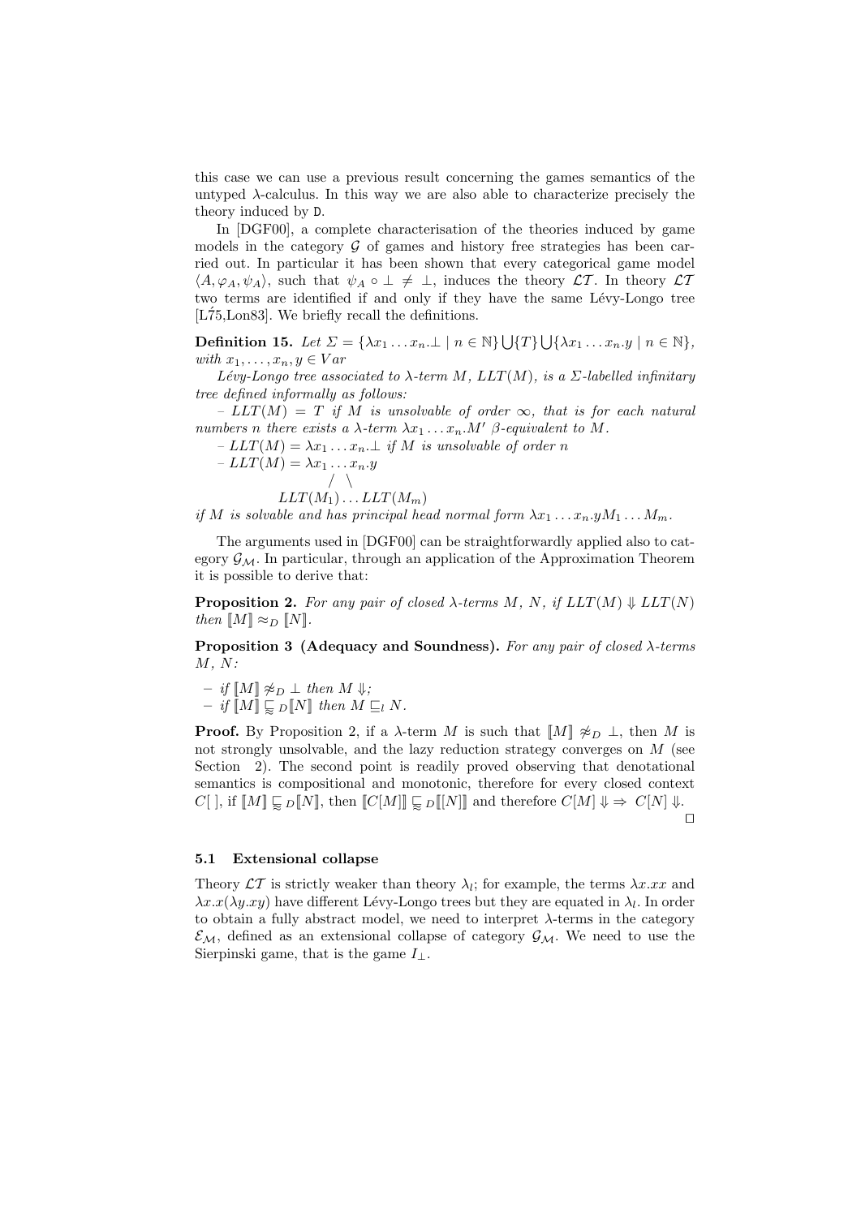this case we can use a previous result concerning the games semantics of the untyped $\lambda$-calculus. In this way we are also able to characterize precisely the theory induced by D.

In [DGF00], a complete characterisation of the theories induced by game models in the category $\mathcal{G}$ of games and history free strategies has been carried out. In particular it has been shown that every categorical game model $\langle A, \varphi_A, \psi_A \rangle$, such that $\psi_A \circ \bot \neq \bot$, induces the theory $\mathcal{LT}$. In theory $\mathcal{LT}$ two terms are identified if and only if they have the same Lévy-Longo tree [L75,Lon83]. We briefly recall the definitions.

**Definition 15.** *Let $\Sigma = \{\lambda x_1 \dots x_n.\bot \mid n \in \mathbb{N}\} \bigcup \{T\} \bigcup \{\lambda x_1 \dots x_n.y \mid n \in \mathbb{N}\}$, with $x_1, \dots, x_n, y \in Var$*

*Lévy-Longo tree associated to $\lambda$-term $M$, $LLT(M)$, is a $\Sigma$-labelled infinitary tree defined informally as follows:*

*– $LLT(M) = T$ if $M$ is unsolvable of order $\infty$, that is for each natural numbers $n$ there exists a $\lambda$-term $\lambda x_1 \dots x_n.M'$ $\beta$-equivalent to $M$.*

*– $LLT(M) = \lambda x_1 \dots x_n.\bot$ if $M$ is unsolvable of order $n$*

*– $LLT(M) = \lambda x_1 \dots x_n.y$*

$$
\begin{array}{c} \lambda x_1 \dots x_n.y \\ / \quad \backslash \\ LLT(M_1) \dots LLT(M_m) \end{array}
$$

*if $M$ is solvable and has principal head normal form $\lambda x_1 \dots x_n.yM_1 \dots M_m$.*

The arguments used in [DGF00] can be straightforwardly applied also to category $\mathcal{G_M}$. In particular, through an application of the Approximation Theorem it is possible to derive that:

**Proposition 2.** *For any pair of closed $\lambda$-terms $M$, $N$, if $LLT(M) \Downarrow LLT(N)$ then $[\![M]\!] \approx_D [\![N]\!]$.*

**Proposition 3 (Adequacy and Soundness).** *For any pair of closed $\lambda$-terms $M$, $N$:*

- *if $[\![M]\!] \not\approx_D \bot$ then $M \Downarrow$;*
- *if $[\![M]\!] \lesssim_D [\![N]\!]$ then $M \sqsubseteq_l N$.*

**Proof.** By Proposition 2, if a $\lambda$-term $M$ is such that $[\![M]\!] \not\approx_D \bot$, then $M$ is not strongly unsolvable, and the lazy reduction strategy converges on $M$ (see Section 2). The second point is readily proved observing that denotational semantics is compositional and monotonic, therefore for every closed context $C[\ ]$, if $[\![M]\!] \lesssim_D [\![N]\!]$, then $[\![C[M]]\!] \lesssim_D [\![[N]]\!]$ and therefore $C[M] \Downarrow \Rightarrow C[N] \Downarrow$. $\square$

### 5.1 Extensional collapse

Theory $\mathcal{LT}$ is strictly weaker than theory $\lambda_l$; for example, the terms $\lambda x.xx$ and $\lambda x.x(\lambda y.xy)$ have different Lévy-Longo trees but they are equated in $\lambda_l$. In order to obtain a fully abstract model, we need to interpret $\lambda$-terms in the category $\mathcal{E_M}$, defined as an extensional collapse of category $\mathcal{G_M}$. We need to use the Sierpinski game, that is the game $I_\bot$.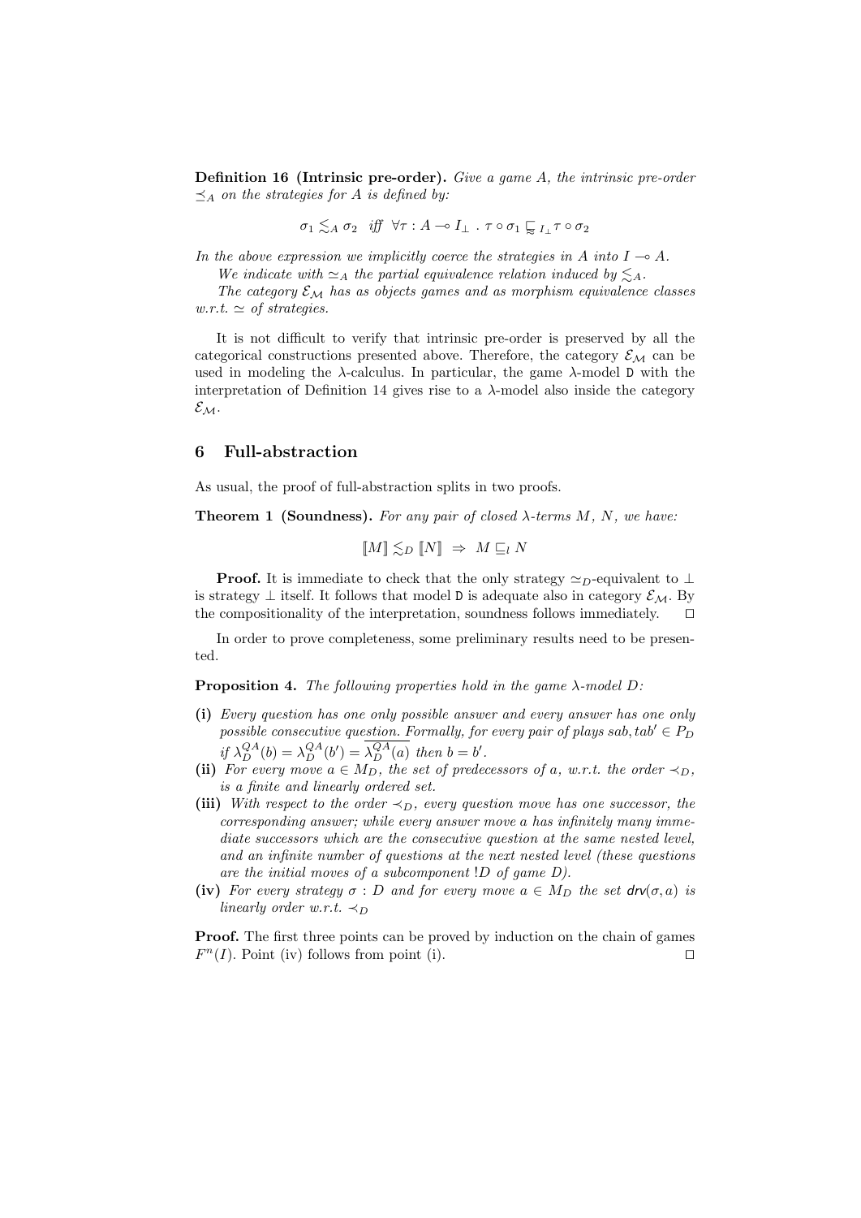**Definition 16 (Intrinsic pre-order).** *Give a game $A$, the intrinsic pre-order $\preceq_A$ on the strategies for $A$ is defined by:*

$$\sigma_1 \lesssim_A \sigma_2 \quad \textit{iff} \quad \forall \tau : A \multimap I_\perp \ . \ \tau \circ \sigma_1 \sqsubseteq_{I_\perp} \tau \circ \sigma_2$$

*In the above expression we implicitly coerce the strategies in $A$ into $I \multimap A$.*

*We indicate with $\simeq_A$ the partial equivalence relation induced by $\lesssim_A$.*

*The category $\mathcal{E}_\mathcal{M}$ has as objects games and as morphism equivalence classes w.r.t. $\simeq$ of strategies.*

It is not difficult to verify that intrinsic pre-order is preserved by all the categorical constructions presented above. Therefore, the category $\mathcal{E}_\mathcal{M}$ can be used in modeling the $\lambda$-calculus. In particular, the game $\lambda$-model $\mathtt{D}$ with the interpretation of Definition 14 gives rise to a $\lambda$-model also inside the category $\mathcal{E}_\mathcal{M}$.

## 6 Full-abstraction

As usual, the proof of full-abstraction splits in two proofs.

**Theorem 1 (Soundness).** *For any pair of closed $\lambda$-terms $M$, $N$, we have:*

$$[\![M]\!] \lesssim_D [\![N]\!] \ \Rightarrow \ M \sqsubseteq_l N$$

**Proof.** It is immediate to check that the only strategy $\simeq_D$-equivalent to $\perp$ is strategy $\perp$ itself. It follows that model $\mathtt{D}$ is adequate also in category $\mathcal{E}_\mathcal{M}$. By the compositionality of the interpretation, soundness follows immediately. □

In order to prove completeness, some preliminary results need to be presented.

**Proposition 4.** *The following properties hold in the game $\lambda$-model $D$:*

- **(i)** *Every question has one only possible answer and every answer has one only possible consecutive question. Formally, for every pair of plays $sab, tab' \in P_D$ if $\lambda_D^{QA}(b) = \lambda_D^{QA}(b') = \overline{\lambda_D^{QA}(a)}$ then $b = b'$.*
- **(ii)** *For every move $a \in M_D$, the set of predecessors of $a$, w.r.t. the order $\prec_D$, is a finite and linearly ordered set.*
- **(iii)** *With respect to the order $\prec_D$, every question move has one successor, the corresponding answer; while every answer move $a$ has infinitely many immediate successors which are the consecutive question at the same nested level, and an infinite number of questions at the next nested level (these questions are the initial moves of a subcomponent $!D$ of game $D$).*
- **(iv)** *For every strategy $\sigma : D$ and for every move $a \in M_D$ the set $\mathsf{drv}(\sigma, a)$ is linearly order w.r.t. $\prec_D$*

**Proof.** The first three points can be proved by induction on the chain of games $F^n(I)$. Point (iv) follows from point (i). □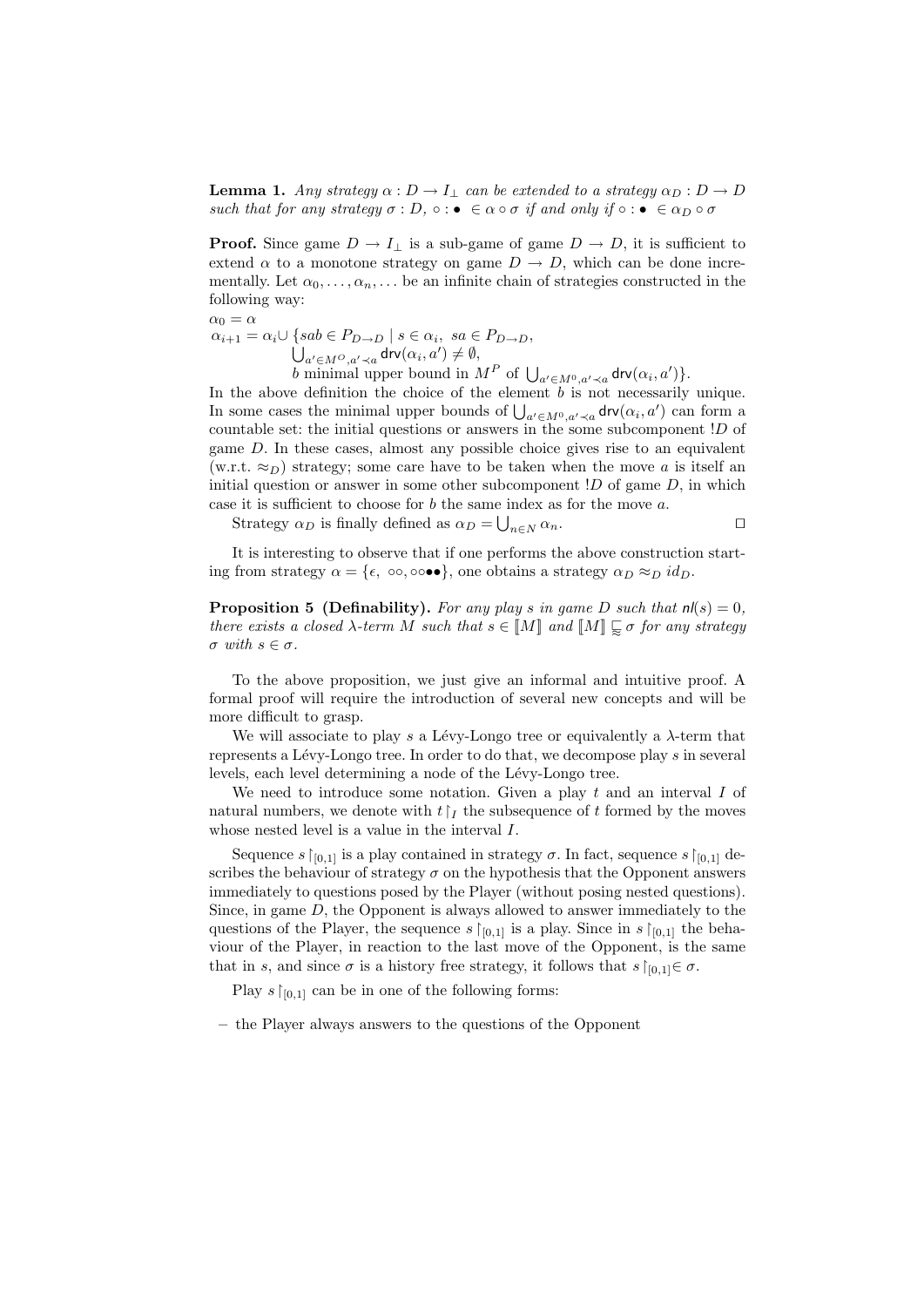**Lemma 1.** *Any strategy $\alpha : D \to I_\perp$ can be extended to a strategy $\alpha_D : D \to D$ such that for any strategy $\sigma : D$, $\circ : \bullet \ \in \alpha \circ \sigma$ if and only if $\circ : \bullet \ \in \alpha_D \circ \sigma$*

**Proof.** Since game $D \to I_\perp$ is a sub-game of game $D \to D$, it is sufficient to extend $\alpha$ to a monotone strategy on game $D \to D$, which can be done incrementally. Let $\alpha_0, \ldots, \alpha_n, \ldots$ be an infinite chain of strategies constructed in the following way:

$\alpha_0 = \alpha$

$\alpha_{i+1} = \alpha_i \cup \{sab \in P_{D \to D} \mid s \in \alpha_i,\ sa \in P_{D \to D},$
$\quad \bigcup_{a' \in M^O, a' \prec a} \mathsf{drv}(\alpha_i, a') \neq \emptyset,$
$\quad b$ minimal upper bound in $M^P$ of $\bigcup_{a' \in M^0, a' \prec a} \mathsf{drv}(\alpha_i, a')\}$.

In the above definition the choice of the element $b$ is not necessarily unique. In some cases the minimal upper bounds of $\bigcup_{a' \in M^0, a' \prec a} \mathsf{drv}(\alpha_i, a')$ can form a countable set: the initial questions or answers in the some subcomponent $!D$ of game $D$. In these cases, almost any possible choice gives rise to an equivalent (w.r.t. $\approx_D$) strategy; some care have to be taken when the move $a$ is itself an initial question or answer in some other subcomponent $!D$ of game $D$, in which case it is sufficient to choose for $b$ the same index as for the move $a$.

Strategy $\alpha_D$ is finally defined as $\alpha_D = \bigcup_{n \in N} \alpha_n$. $\square$

It is interesting to observe that if one performs the above construction starting from strategy $\alpha = \{\epsilon,\ \circ\circ, \circ\circ\bullet\bullet\}$, one obtains a strategy $\alpha_D \approx_D id_D$.

**Proposition 5 (Definability).** *For any play $s$ in game $D$ such that $\mathsf{nl}(s) = 0$, there exists a closed $\lambda$-term $M$ such that $s \in [\![M]\!]$ and $[\![M]\!] \lessapprox \sigma$ for any strategy $\sigma$ with $s \in \sigma$.*

To the above proposition, we just give an informal and intuitive proof. A formal proof will require the introduction of several new concepts and will be more difficult to grasp.

We will associate to play $s$ a Lévy-Longo tree or equivalently a $\lambda$-term that represents a Lévy-Longo tree. In order to do that, we decompose play $s$ in several levels, each level determining a node of the Lévy-Longo tree.

We need to introduce some notation. Given a play $t$ and an interval $I$ of natural numbers, we denote with $t\restriction_I$ the subsequence of $t$ formed by the moves whose nested level is a value in the interval $I$.

Sequence $s\restriction_{[0,1]}$ is a play contained in strategy $\sigma$. In fact, sequence $s\restriction_{[0,1]}$ describes the behaviour of strategy $\sigma$ on the hypothesis that the Opponent answers immediately to questions posed by the Player (without posing nested questions). Since, in game $D$, the Opponent is always allowed to answer immediately to the questions of the Player, the sequence $s\restriction_{[0,1]}$ is a play. Since in $s\restriction_{[0,1]}$ the behaviour of the Player, in reaction to the last move of the Opponent, is the same that in $s$, and since $\sigma$ is a history free strategy, it follows that $s\restriction_{[0,1]} \in \sigma$.

Play $s\restriction_{[0,1]}$ can be in one of the following forms:

– the Player always answers to the questions of the Opponent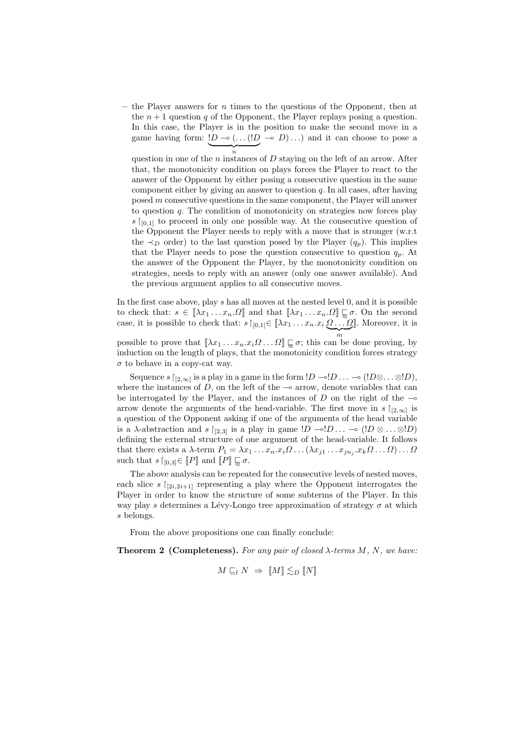– the Player answers for $n$ times to the questions of the Opponent, then at the $n+1$ question $q$ of the Opponent, the Player replays posing a question. In this case, the Player is in the position to make the second move in a game having form: $\underbrace{!D \multimap (\ldots (!D}_{n} \multimap D)\ldots)$ and it can choose to pose a question in one of the $n$ instances of $D$ staying on the left of an arrow. After that, the monotonicity condition on plays forces the Player to react to the answer of the Opponent by either posing a consecutive question in the same component either by giving an answer to question $q$. In all cases, after having posed $m$ consecutive questions in the same component, the Player will answer to question $q$. The condition of monotonicity on strategies now forces play $s \upharpoonright_{[0,1]}$ to proceed in only one possible way. At the consecutive question of the Opponent the Player needs to reply with a move that is stronger (w.r.t the $\prec_D$ order) to the last question posed by the Player ($q_p$). This implies that the Player needs to pose the question consecutive to question $q_p$. At the answer of the Opponent the Player, by the monotonicity condition on strategies, needs to reply with an answer (only one answer available). And the previous argument applies to all consecutive moves.

In the first case above, play $s$ has all moves at the nested level 0, and it is possible to check that: $s \in [\![\lambda x_1 \ldots x_n.\Omega]\!]$ and that $[\![\lambda x_1 \ldots x_n.\Omega]\!] \sqsubsetapprox \sigma$. On the second case, it is possible to check that: $s \upharpoonright_{[0,1]} \in [\![\lambda x_1 \ldots x_n.x_i \underbrace{\Omega \ldots \Omega}_{m}]\!]$. Moreover, it is possible to prove that $[\![\lambda x_1 \ldots x_n.x_i\Omega \ldots \Omega]\!] \sqsubsetapprox \sigma$; this can be done proving, by induction on the length of plays, that the monotonicity condition forces strategy $\sigma$ to behave in a copy-cat way.

Sequence $s \upharpoonright_{[2,\infty]}$ is a play in a game in the form $!D \multimap !D \ldots \multimap (!D \otimes \ldots \otimes !D)$, where the instances of $D$, on the left of the $\multimap$ arrow, denote variables that can be interrogated by the Player, and the instances of $D$ on the right of the $\multimap$ arrow denote the arguments of the head-variable. The first move in $s \upharpoonright_{[2,\infty]}$ is a question of the Opponent asking if one of the arguments of the head variable is a $\lambda$-abstraction and $s \upharpoonright_{[2,3]}$ is a play in game $!D \multimap !D \ldots \multimap (!D \otimes \ldots \otimes !D)$ defining the external structure of one argument of the head-variable. It follows that there exists a $\lambda$-term $P_1 = \lambda x_1 \ldots x_n.x_i\Omega \ldots (\lambda x_{j1} \ldots x_{jn_j}.x_k\Omega \ldots \Omega) \ldots \Omega$ such that $s \upharpoonright_{[0,3]} \in [\![P]\!]$ and $[\![P]\!] \sqsubsetapprox \sigma$.

The above analysis can be repeated for the consecutive levels of nested moves, each slice $s \upharpoonright_{[2i,2i+1]}$ representing a play where the Opponent interrogates the Player in order to know the structure of some subterms of the Player. In this way play $s$ determines a Lévy-Longo tree approximation of strategy $\sigma$ at which $s$ belongs.

From the above propositions one can finally conclude:

**Theorem 2 (Completeness).** *For any pair of closed $\lambda$-terms $M$, $N$, we have:*

$$M \sqsubseteq_l N \;\Rightarrow\; [\![M]\!] \lesssim_D [\![N]\!]$$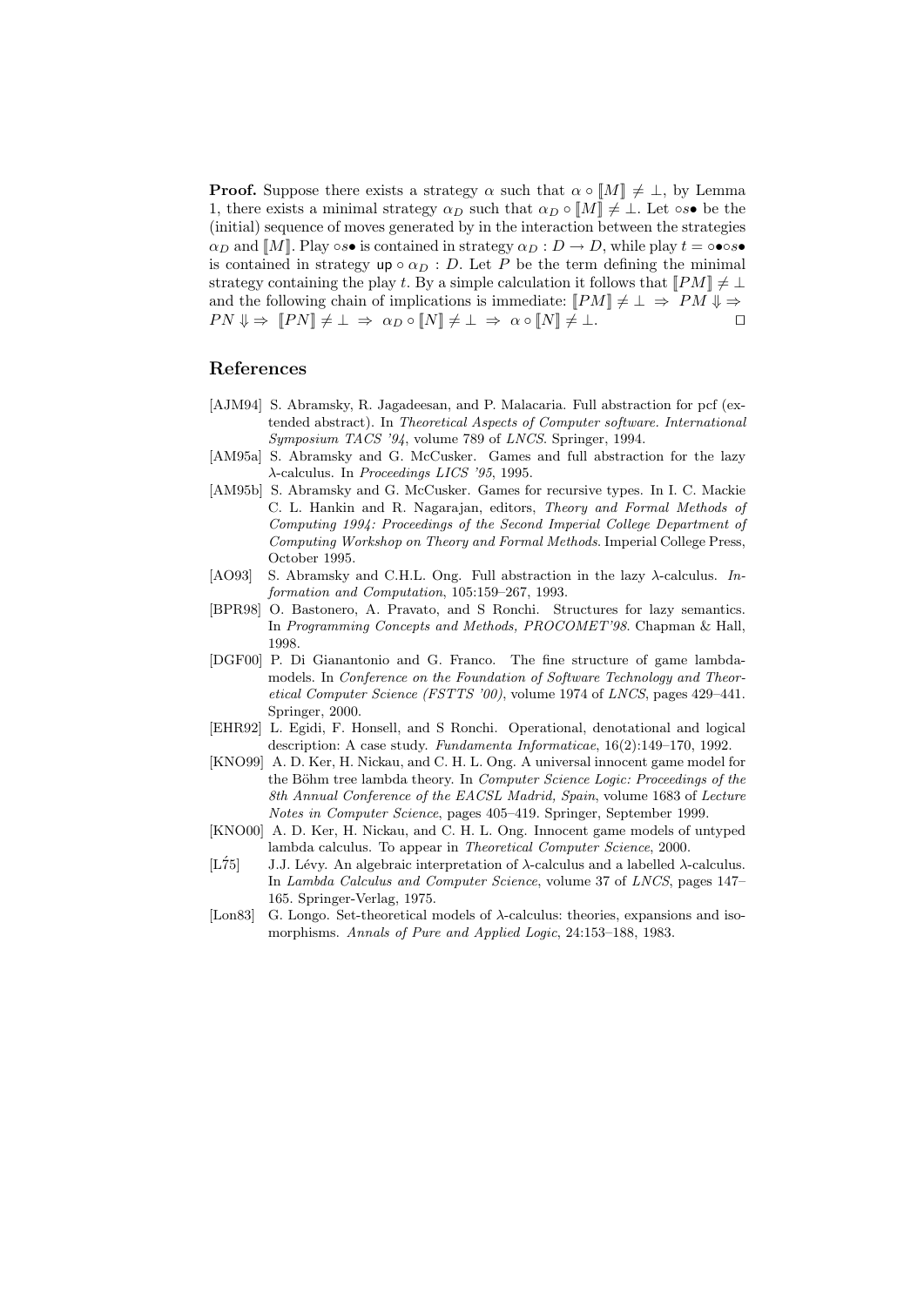**Proof.** Suppose there exists a strategy $\alpha$ such that $\alpha \circ [\![M]\!] \neq \bot$, by Lemma 1, there exists a minimal strategy $\alpha_D$ such that $\alpha_D \circ [\![M]\!] \neq \bot$. Let $\circ s \bullet$ be the (initial) sequence of moves generated by in the interaction between the strategies $\alpha_D$ and $[\![M]\!]$. Play $\circ s \bullet$ is contained in strategy $\alpha_D : D \to D$, while play $t = \circ \bullet \circ s \bullet$ is contained in strategy $\mathsf{up} \circ \alpha_D : D$. Let $P$ be the term defining the minimal strategy containing the play $t$. By a simple calculation it follows that $[\![PM]\!] \neq \bot$ and the following chain of implications is immediate: $[\![PM]\!] \neq \bot \;\Rightarrow\; PM \Downarrow \Rightarrow PN \Downarrow \Rightarrow\; [\![PN]\!] \neq \bot \;\Rightarrow\; \alpha_D \circ [\![N]\!] \neq \bot \;\Rightarrow\; \alpha \circ [\![N]\!] \neq \bot$. □

## References

- [AJM94] S. Abramsky, R. Jagadeesan, and P. Malacaria. Full abstraction for pcf (extended abstract). In *Theoretical Aspects of Computer software. International Symposium TACS '94*, volume 789 of *LNCS*. Springer, 1994.
- [AM95a] S. Abramsky and G. McCusker. Games and full abstraction for the lazy $\lambda$-calculus. In *Proceedings LICS '95*, 1995.
- [AM95b] S. Abramsky and G. McCusker. Games for recursive types. In I. C. Mackie C. L. Hankin and R. Nagarajan, editors, *Theory and Formal Methods of Computing 1994: Proceedings of the Second Imperial College Department of Computing Workshop on Theory and Formal Methods*. Imperial College Press, October 1995.
- [AO93] S. Abramsky and C.H.L. Ong. Full abstraction in the lazy $\lambda$-calculus. *Information and Computation*, 105:159–267, 1993.
- [BPR98] O. Bastonero, A. Pravato, and S Ronchi. Structures for lazy semantics. In *Programming Concepts and Methods, PROCOMET'98*. Chapman & Hall, 1998.
- [DGF00] P. Di Gianantonio and G. Franco. The fine structure of game lambda-models. In *Conference on the Foundation of Software Technology and Theoretical Computer Science (FSTTS '00)*, volume 1974 of *LNCS*, pages 429–441. Springer, 2000.
- [EHR92] L. Egidi, F. Honsell, and S Ronchi. Operational, denotational and logical description: A case study. *Fundamenta Informaticae*, 16(2):149–170, 1992.
- [KNO99] A. D. Ker, H. Nickau, and C. H. L. Ong. A universal innocent game model for the Böhm tree lambda theory. In *Computer Science Logic: Proceedings of the 8th Annual Conference of the EACSL Madrid, Spain*, volume 1683 of *Lecture Notes in Computer Science*, pages 405–419. Springer, September 1999.
- [KNO00] A. D. Ker, H. Nickau, and C. H. L. Ong. Innocent game models of untyped lambda calculus. To appear in *Theoretical Computer Science*, 2000.
- [Ĺ75] J.J. Lévy. An algebraic interpretation of $\lambda$-calculus and a labelled $\lambda$-calculus. In *Lambda Calculus and Computer Science*, volume 37 of *LNCS*, pages 147–165. Springer-Verlag, 1975.
- [Lon83] G. Longo. Set-theoretical models of $\lambda$-calculus: theories, expansions and isomorphisms. *Annals of Pure and Applied Logic*, 24:153–188, 1983.